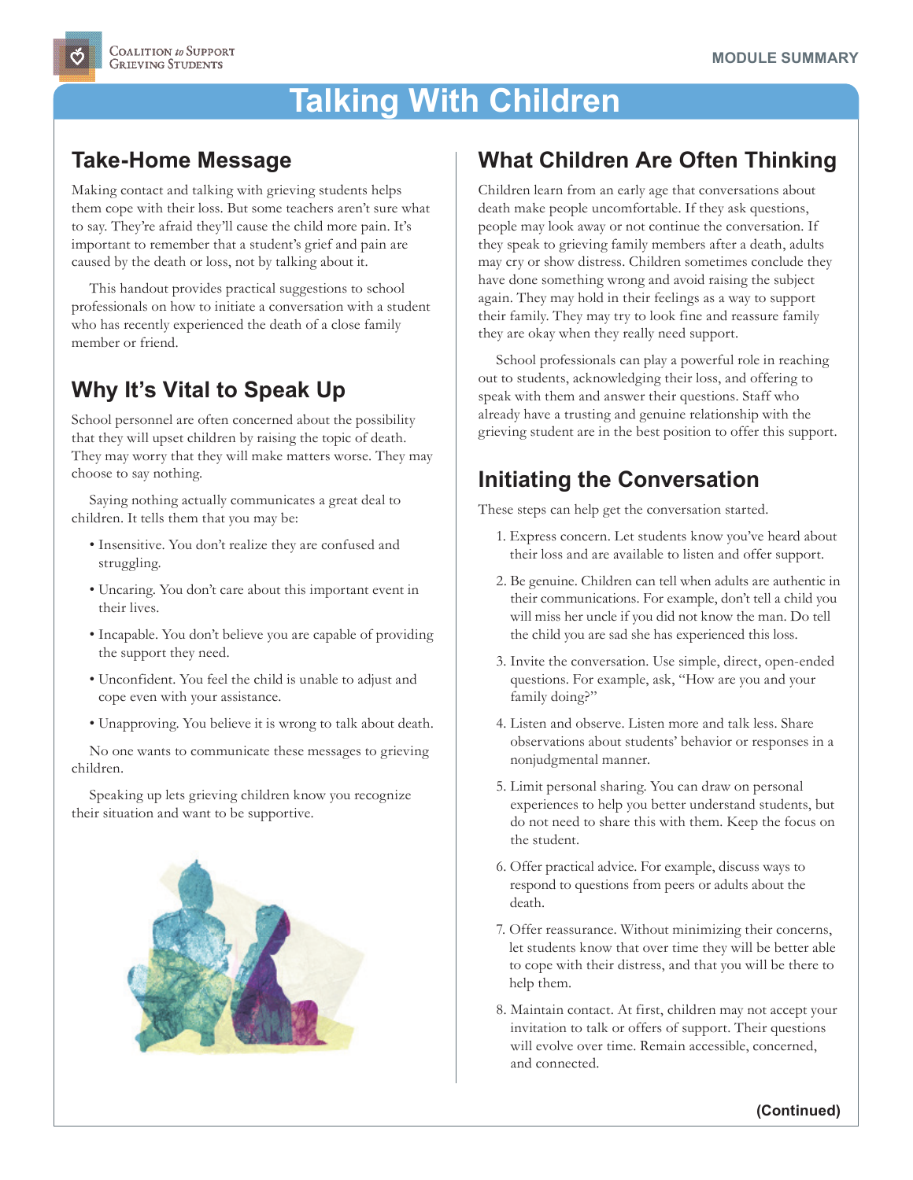Coalition to Support Grieving Students

MODULE SUMMARY

# Talking With Children

## Take-Home Message

Making contact and talking with grieving students helps them cope with their loss. But some teachers aren't sure what to say. They're afraid they'll cause the child more pain. It's important to remember that a student's grief and pain are caused by the death or loss, not by talking about it.

This handout provides practical suggestions to school professionals on how to initiate a conversation with a student who has recently experienced the death of a close family member or friend.

## Why It's Vital to Speak Up

School personnel are often concerned about the possibility that they will upset children by raising the topic of death. They may worry that they will make matters worse. They may choose to say nothing.

Saying nothing actually communicates a great deal to children. It tells them that you may be:

- Insensitive. You don't realize they are confused and struggling.
- Uncaring. You don't care about this important event in their lives.
- Incapable. You don't believe you are capable of providing the support they need.
- Unconfident. You feel the child is unable to adjust and cope even with your assistance.
- Unapproving. You believe it is wrong to talk about death.

No one wants to communicate these messages to grieving children.

Speaking up lets grieving children know you recognize their situation and want to be supportive.

## What Children Are Often Thinking

Children learn from an early age that conversations about death make people uncomfortable. If they ask questions, people may look away or not continue the conversation. If they speak to grieving family members after a death, adults may cry or show distress. Children sometimes conclude they have done something wrong and avoid raising the subject again. They may hold in their feelings as a way to support their family. They may try to look fine and reassure family they are okay when they really need support.

School professionals can play a powerful role in reaching out to students, acknowledging their loss, and offering to speak with them and answer their questions. Staff who already have a trusting and genuine relationship with the grieving student are in the best position to offer this support.

## Initiating the Conversation

These steps can help get the conversation started.

1. Express concern. Let students know you've heard about their loss and are available to listen and offer support.
2. Be genuine. Children can tell when adults are authentic in their communications. For example, don't tell a child you will miss her uncle if you did not know the man. Do tell the child you are sad she has experienced this loss.
3. Invite the conversation. Use simple, direct, open-ended questions. For example, ask, "How are you and your family doing?"
4. Listen and observe. Listen more and talk less. Share observations about students' behavior or responses in a nonjudgmental manner.
5. Limit personal sharing. You can draw on personal experiences to help you better understand students, but do not need to share this with them. Keep the focus on the student.
6. Offer practical advice. For example, discuss ways to respond to questions from peers or adults about the death.
7. Offer reassurance. Without minimizing their concerns, let students know that over time they will be better able to cope with their distress, and that you will be there to help them.
8. Maintain contact. At first, children may not accept your invitation to talk or offers of support. Their questions will evolve over time. Remain accessible, concerned, and connected.

**(Continued)**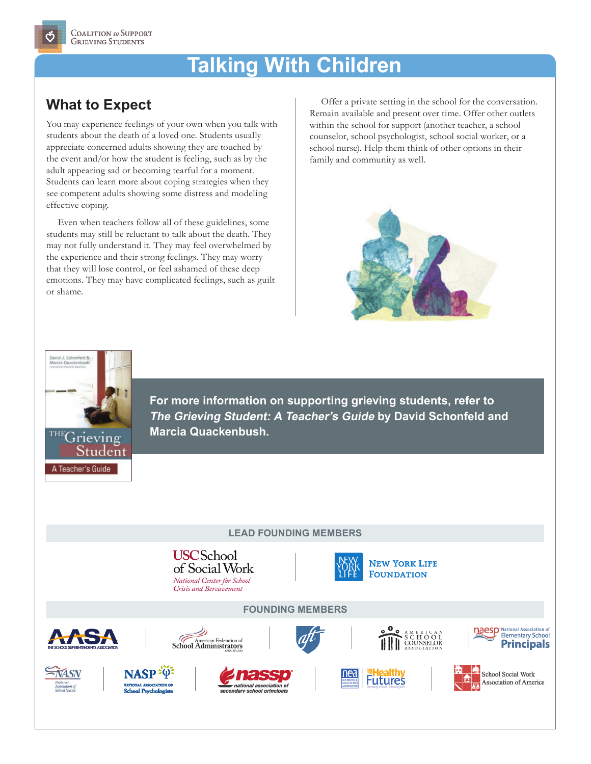# Talking With Children

## What to Expect

You may experience feelings of your own when you talk with students about the death of a loved one. Students usually appreciate concerned adults showing they are touched by the event and/or how the student is feeling, such as by the adult appearing sad or becoming tearful for a moment. Students can learn more about coping strategies when they see competent adults showing some distress and modeling effective coping.

Even when teachers follow all of these guidelines, some students may still be reluctant to talk about the death. They may not fully understand it. They may feel overwhelmed by the experience and their strong feelings. They may worry that they will lose control, or feel ashamed of these deep emotions. They may have complicated feelings, such as guilt or shame.

Offer a private setting in the school for the conversation. Remain available and present over time. Offer other outlets within the school for support (another teacher, a school counselor, school psychologist, school social worker, or a school nurse). Help them think of other options in their family and community as well.

**For more information on supporting grieving students, refer to *The Grieving Student: A Teacher's Guide* by David Schonfeld and Marcia Quackenbush.**

**LEAD FOUNDING MEMBERS**

USC School of Social Work — National Center for School Crisis and Bereavement

New York Life Foundation

**FOUNDING MEMBERS**

AASA The School Superintendents Association

American Federation of School Administrators

AFT

American School Counselor Association

NAESP National Association of Elementary School Principals

NASN National Association of School Nurses

NASP National Association of School Psychologists

NASSP national association of secondary school principals

NEA Healthy Futures

School Social Work Association of America